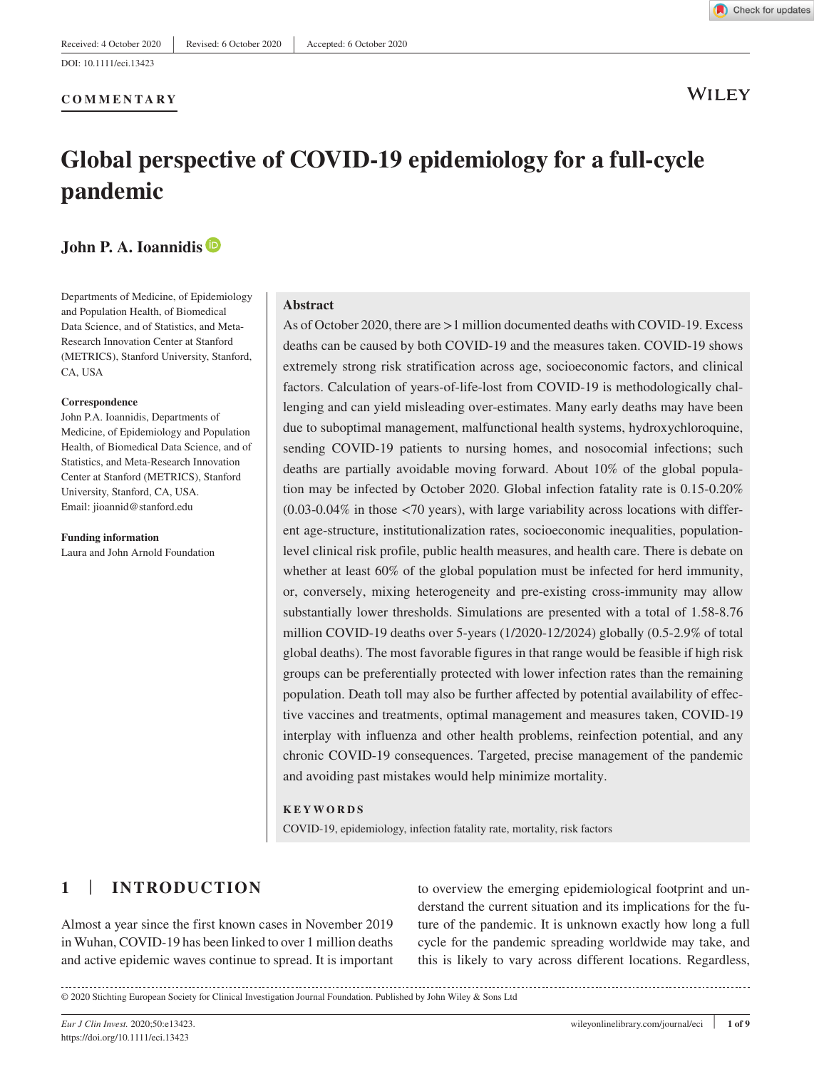Received: 4 October 2020 | Revised: 6 October 2020 | Accepted: 6 October 2020

DOI: 10.1111/eci.13423

**COMMENTARY**

# Global perspective of COVID-19 epidemiology for a full-cycle pandemic

**John P. A. Ioannidis**

Departments of Medicine, of Epidemiology and Population Health, of Biomedical Data Science, and of Statistics, and Meta-Research Innovation Center at Stanford (METRICS), Stanford University, Stanford, CA, USA

**Correspondence**
John P.A. Ioannidis, Departments of Medicine, of Epidemiology and Population Health, of Biomedical Data Science, and of Statistics, and Meta-Research Innovation Center at Stanford (METRICS), Stanford University, Stanford, CA, USA.
Email: jioannid@stanford.edu

**Funding information**
Laura and John Arnold Foundation

## Abstract

As of October 2020, there are >1 million documented deaths with COVID-19. Excess deaths can be caused by both COVID-19 and the measures taken. COVID-19 shows extremely strong risk stratification across age, socioeconomic factors, and clinical factors. Calculation of years-of-life-lost from COVID-19 is methodologically challenging and can yield misleading over-estimates. Many early deaths may have been due to suboptimal management, malfunctional health systems, hydroxychloroquine, sending COVID-19 patients to nursing homes, and nosocomial infections; such deaths are partially avoidable moving forward. About 10% of the global population may be infected by October 2020. Global infection fatality rate is 0.15-0.20% (0.03-0.04% in those <70 years), with large variability across locations with different age-structure, institutionalization rates, socioeconomic inequalities, population-level clinical risk profile, public health measures, and health care. There is debate on whether at least 60% of the global population must be infected for herd immunity, or, conversely, mixing heterogeneity and pre-existing cross-immunity may allow substantially lower thresholds. Simulations are presented with a total of 1.58-8.76 million COVID-19 deaths over 5-years (1/2020-12/2024) globally (0.5-2.9% of total global deaths). The most favorable figures in that range would be feasible if high risk groups can be preferentially protected with lower infection rates than the remaining population. Death toll may also be further affected by potential availability of effective vaccines and treatments, optimal management and measures taken, COVID-19 interplay with influenza and other health problems, reinfection potential, and any chronic COVID-19 consequences. Targeted, precise management of the pandemic and avoiding past mistakes would help minimize mortality.

**KEYWORDS**

COVID-19, epidemiology, infection fatality rate, mortality, risk factors

## 1 | INTRODUCTION

Almost a year since the first known cases in November 2019 in Wuhan, COVID-19 has been linked to over 1 million deaths and active epidemic waves continue to spread. It is important to overview the emerging epidemiological footprint and understand the current situation and its implications for the future of the pandemic. It is unknown exactly how long a full cycle for the pandemic spreading worldwide may take, and this is likely to vary across different locations. Regardless,

© 2020 Stichting European Society for Clinical Investigation Journal Foundation. Published by John Wiley & Sons Ltd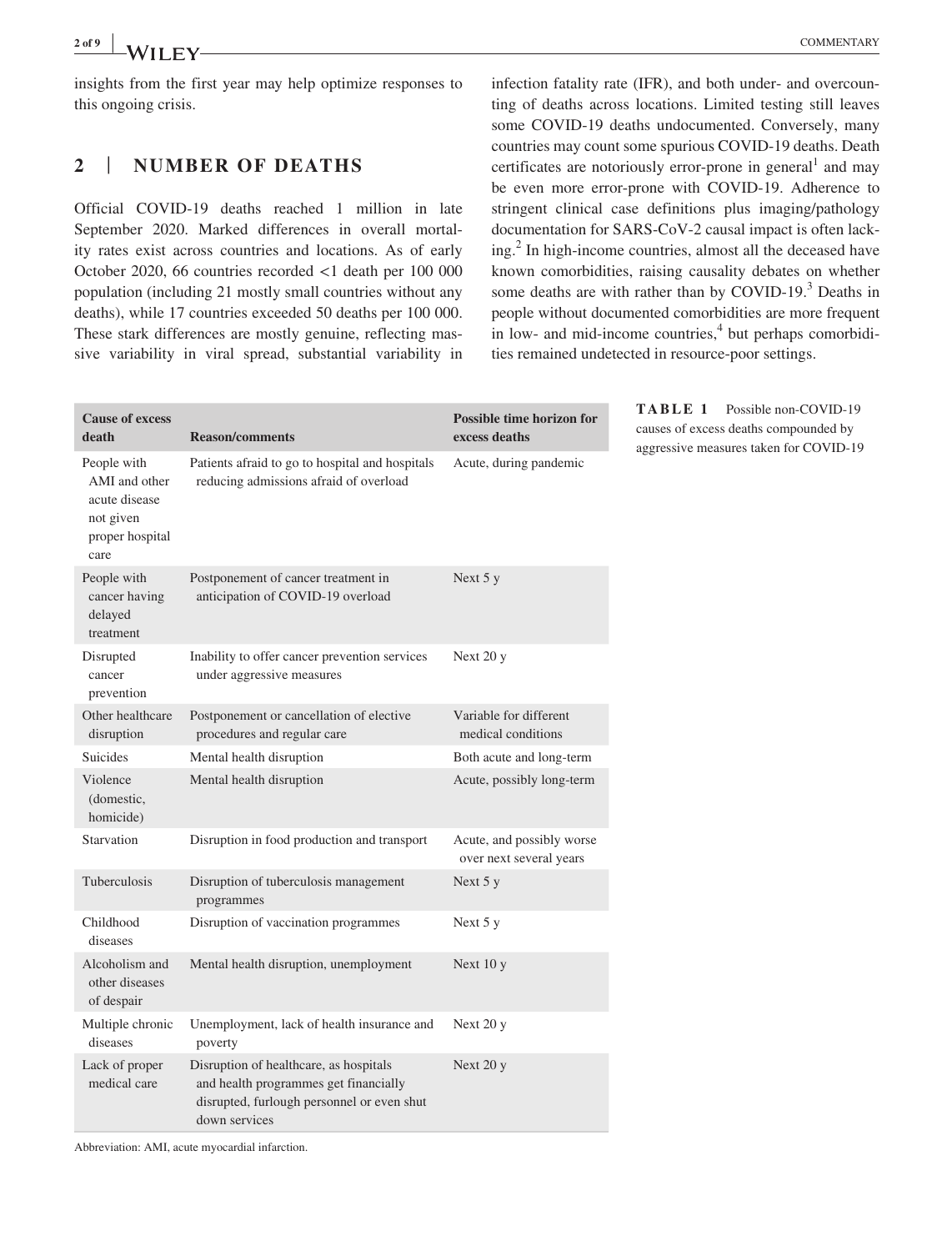insights from the first year may help optimize responses to this ongoing crisis.

## 2 | NUMBER OF DEATHS

Official COVID-19 deaths reached 1 million in late September 2020. Marked differences in overall mortality rates exist across countries and locations. As of early October 2020, 66 countries recorded <1 death per 100 000 population (including 21 mostly small countries without any deaths), while 17 countries exceeded 50 deaths per 100 000. These stark differences are mostly genuine, reflecting massive variability in viral spread, substantial variability in infection fatality rate (IFR), and both under- and overcounting of deaths across locations. Limited testing still leaves some COVID-19 deaths undocumented. Conversely, many countries may count some spurious COVID-19 deaths. Death certificates are notoriously error-prone in general[1] and may be even more error-prone with COVID-19. Adherence to stringent clinical case definitions plus imaging/pathology documentation for SARS-CoV-2 causal impact is often lacking.[2] In high-income countries, almost all the deceased have known comorbidities, raising causality debates on whether some deaths are with rather than by COVID-19.[3] Deaths in people without documented comorbidities are more frequent in low- and mid-income countries,[4] but perhaps comorbidities remained undetected in resource-poor settings.

**TABLE 1** Possible non-COVID-19 causes of excess deaths compounded by aggressive measures taken for COVID-19

| Cause of excess death | Reason/comments | Possible time horizon for excess deaths |
|---|---|---|
| People with AMI and other acute disease not given proper hospital care | Patients afraid to go to hospital and hospitals reducing admissions afraid of overload | Acute, during pandemic |
| People with cancer having delayed treatment | Postponement of cancer treatment in anticipation of COVID-19 overload | Next 5 y |
| Disrupted cancer prevention | Inability to offer cancer prevention services under aggressive measures | Next 20 y |
| Other healthcare disruption | Postponement or cancellation of elective procedures and regular care | Variable for different medical conditions |
| Suicides | Mental health disruption | Both acute and long-term |
| Violence (domestic, homicide) | Mental health disruption | Acute, possibly long-term |
| Starvation | Disruption in food production and transport | Acute, and possibly worse over next several years |
| Tuberculosis | Disruption of tuberculosis management programmes | Next 5 y |
| Childhood diseases | Disruption of vaccination programmes | Next 5 y |
| Alcoholism and other diseases of despair | Mental health disruption, unemployment | Next 10 y |
| Multiple chronic diseases | Unemployment, lack of health insurance and poverty | Next 20 y |
| Lack of proper medical care | Disruption of healthcare, as hospitals and health programmes get financially disrupted, furlough personnel or even shut down services | Next 20 y |

Abbreviation: AMI, acute myocardial infarction.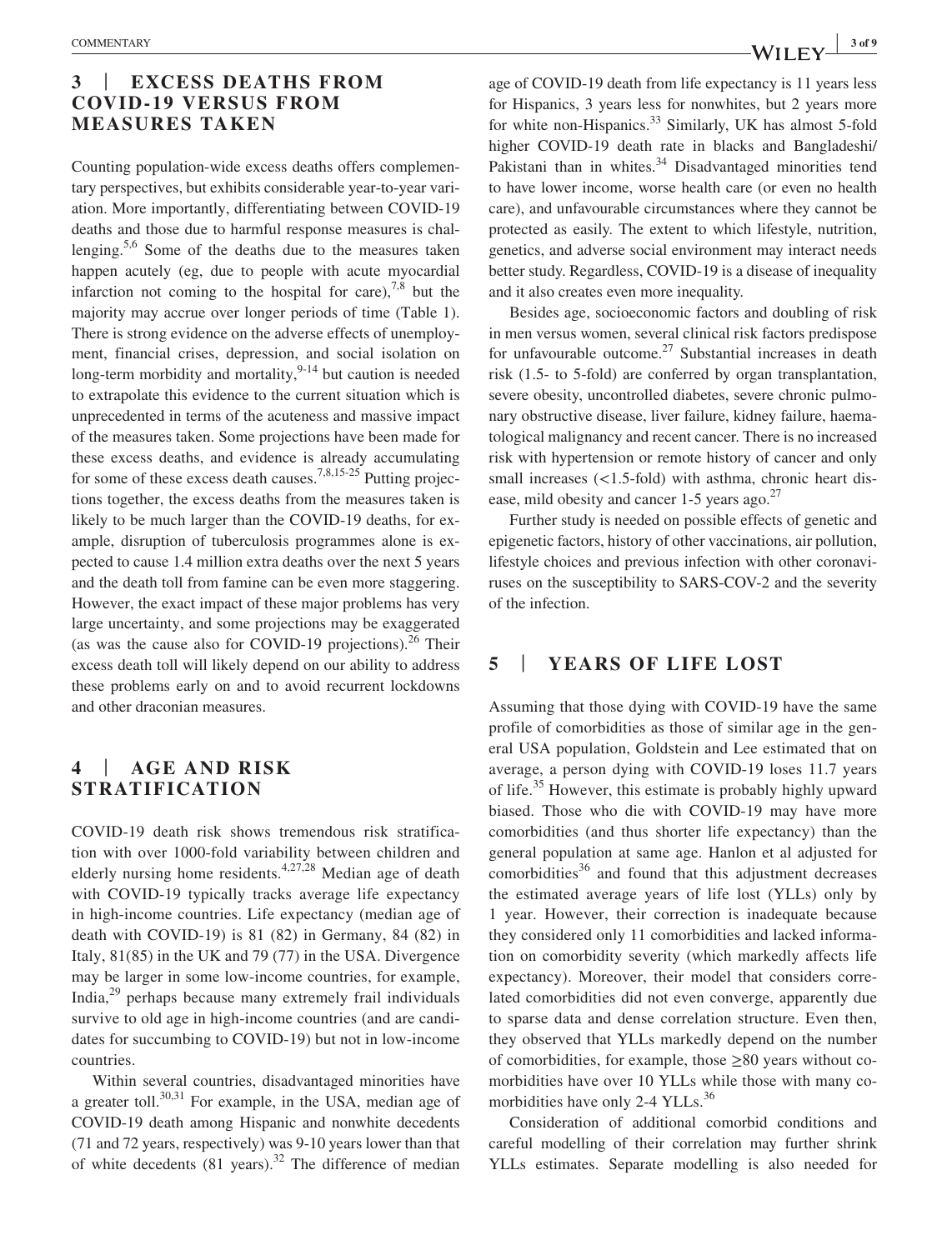## 3 | EXCESS DEATHS FROM COVID-19 VERSUS FROM MEASURES TAKEN

Counting population-wide excess deaths offers complementary perspectives, but exhibits considerable year-to-year variation. More importantly, differentiating between COVID-19 deaths and those due to harmful response measures is challenging.[5,6] Some of the deaths due to the measures taken happen acutely (eg, due to people with acute myocardial infarction not coming to the hospital for care),[7,8] but the majority may accrue over longer periods of time (Table 1). There is strong evidence on the adverse effects of unemployment, financial crises, depression, and social isolation on long-term morbidity and mortality,[9-14] but caution is needed to extrapolate this evidence to the current situation which is unprecedented in terms of the acuteness and massive impact of the measures taken. Some projections have been made for these excess deaths, and evidence is already accumulating for some of these excess death causes.[7,8,15-25] Putting projections together, the excess deaths from the measures taken is likely to be much larger than the COVID-19 deaths, for example, disruption of tuberculosis programmes alone is expected to cause 1.4 million extra deaths over the next 5 years and the death toll from famine can be even more staggering. However, the exact impact of these major problems has very large uncertainty, and some projections may be exaggerated (as was the cause also for COVID-19 projections).[26] Their excess death toll will likely depend on our ability to address these problems early on and to avoid recurrent lockdowns and other draconian measures.

## 4 | AGE AND RISK STRATIFICATION

COVID-19 death risk shows tremendous risk stratification with over 1000-fold variability between children and elderly nursing home residents.[4,27,28] Median age of death with COVID-19 typically tracks average life expectancy in high-income countries. Life expectancy (median age of death with COVID-19) is 81 (82) in Germany, 84 (82) in Italy, 81(85) in the UK and 79 (77) in the USA. Divergence may be larger in some low-income countries, for example, India,[29] perhaps because many extremely frail individuals survive to old age in high-income countries (and are candidates for succumbing to COVID-19) but not in low-income countries.

Within several countries, disadvantaged minorities have a greater toll.[30,31] For example, in the USA, median age of COVID-19 death among Hispanic and nonwhite decedents (71 and 72 years, respectively) was 9-10 years lower than that of white decedents (81 years).[32] The difference of median age of COVID-19 death from life expectancy is 11 years less for Hispanics, 3 years less for nonwhites, but 2 years more for white non-Hispanics.[33] Similarly, UK has almost 5-fold higher COVID-19 death rate in blacks and Bangladeshi/Pakistani than in whites.[34] Disadvantaged minorities tend to have lower income, worse health care (or even no health care), and unfavourable circumstances where they cannot be protected as easily. The extent to which lifestyle, nutrition, genetics, and adverse social environment may interact needs better study. Regardless, COVID-19 is a disease of inequality and it also creates even more inequality.

Besides age, socioeconomic factors and doubling of risk in men versus women, several clinical risk factors predispose for unfavourable outcome.[27] Substantial increases in death risk (1.5- to 5-fold) are conferred by organ transplantation, severe obesity, uncontrolled diabetes, severe chronic pulmonary obstructive disease, liver failure, kidney failure, haematological malignancy and recent cancer. There is no increased risk with hypertension or remote history of cancer and only small increases (<1.5-fold) with asthma, chronic heart disease, mild obesity and cancer 1-5 years ago.[27]

Further study is needed on possible effects of genetic and epigenetic factors, history of other vaccinations, air pollution, lifestyle choices and previous infection with other coronaviruses on the susceptibility to SARS-COV-2 and the severity of the infection.

## 5 | YEARS OF LIFE LOST

Assuming that those dying with COVID-19 have the same profile of comorbidities as those of similar age in the general USA population, Goldstein and Lee estimated that on average, a person dying with COVID-19 loses 11.7 years of life.[35] However, this estimate is probably highly upward biased. Those who die with COVID-19 may have more comorbidities (and thus shorter life expectancy) than the general population at same age. Hanlon et al adjusted for comorbidities[36] and found that this adjustment decreases the estimated average years of life lost (YLLs) only by 1 year. However, their correction is inadequate because they considered only 11 comorbidities and lacked information on comorbidity severity (which markedly affects life expectancy). Moreover, their model that considers correlated comorbidities did not even converge, apparently due to sparse data and dense correlation structure. Even then, they observed that YLLs markedly depend on the number of comorbidities, for example, those ≥80 years without comorbidities have over 10 YLLs while those with many comorbidities have only 2-4 YLLs.[36]

Consideration of additional comorbid conditions and careful modelling of their correlation may further shrink YLLs estimates. Separate modelling is also needed for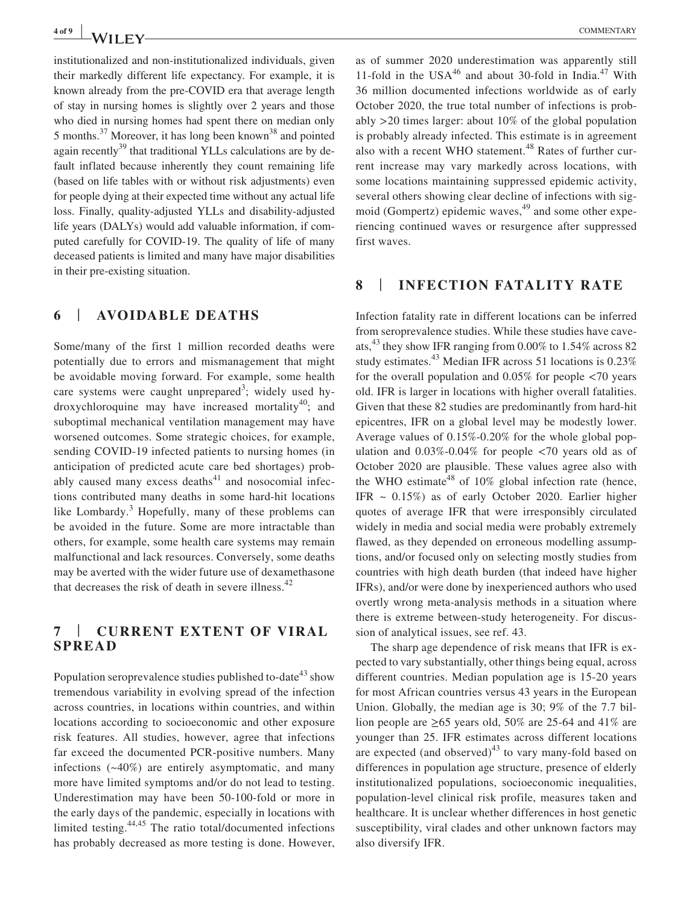institutionalized and non-institutionalized individuals, given their markedly different life expectancy. For example, it is known already from the pre-COVID era that average length of stay in nursing homes is slightly over 2 years and those who died in nursing homes had spent there on median only 5 months.[37] Moreover, it has long been known[38] and pointed again recently[39] that traditional YLLs calculations are by default inflated because inherently they count remaining life (based on life tables with or without risk adjustments) even for people dying at their expected time without any actual life loss. Finally, quality-adjusted YLLs and disability-adjusted life years (DALYs) would add valuable information, if computed carefully for COVID-19. The quality of life of many deceased patients is limited and many have major disabilities in their pre-existing situation.

## 6 | AVOIDABLE DEATHS

Some/many of the first 1 million recorded deaths were potentially due to errors and mismanagement that might be avoidable moving forward. For example, some health care systems were caught unprepared[3]; widely used hydroxychloroquine may have increased mortality[40]; and suboptimal mechanical ventilation management may have worsened outcomes. Some strategic choices, for example, sending COVID-19 infected patients to nursing homes (in anticipation of predicted acute care bed shortages) probably caused many excess deaths[41] and nosocomial infections contributed many deaths in some hard-hit locations like Lombardy.[3] Hopefully, many of these problems can be avoided in the future. Some are more intractable than others, for example, some health care systems may remain malfunctional and lack resources. Conversely, some deaths may be averted with the wider future use of dexamethasone that decreases the risk of death in severe illness.[42]

## 7 | CURRENT EXTENT OF VIRAL SPREAD

Population seroprevalence studies published to-date[43] show tremendous variability in evolving spread of the infection across countries, in locations within countries, and within locations according to socioeconomic and other exposure risk features. All studies, however, agree that infections far exceed the documented PCR-positive numbers. Many infections (~40%) are entirely asymptomatic, and many more have limited symptoms and/or do not lead to testing. Underestimation may have been 50-100-fold or more in the early days of the pandemic, especially in locations with limited testing.[44,45] The ratio total/documented infections has probably decreased as more testing is done. However, as of summer 2020 underestimation was apparently still 11-fold in the USA[46] and about 30-fold in India.[47] With 36 million documented infections worldwide as of early October 2020, the true total number of infections is probably >20 times larger: about 10% of the global population is probably already infected. This estimate is in agreement also with a recent WHO statement.[48] Rates of further current increase may vary markedly across locations, with some locations maintaining suppressed epidemic activity, several others showing clear decline of infections with sigmoid (Gompertz) epidemic waves,[49] and some other experiencing continued waves or resurgence after suppressed first waves.

## 8 | INFECTION FATALITY RATE

Infection fatality rate in different locations can be inferred from seroprevalence studies. While these studies have caveats,[43] they show IFR ranging from 0.00% to 1.54% across 82 study estimates.[43] Median IFR across 51 locations is 0.23% for the overall population and 0.05% for people <70 years old. IFR is larger in locations with higher overall fatalities. Given that these 82 studies are predominantly from hard-hit epicentres, IFR on a global level may be modestly lower. Average values of 0.15%-0.20% for the whole global population and 0.03%-0.04% for people <70 years old as of October 2020 are plausible. These values agree also with the WHO estimate[48] of 10% global infection rate (hence, IFR ~ 0.15%) as of early October 2020. Earlier higher quotes of average IFR that were irresponsibly circulated widely in media and social media were probably extremely flawed, as they depended on erroneous modelling assumptions, and/or focused only on selecting mostly studies from countries with high death burden (that indeed have higher IFRs), and/or were done by inexperienced authors who used overtly wrong meta-analysis methods in a situation where there is extreme between-study heterogeneity. For discussion of analytical issues, see ref. 43.

The sharp age dependence of risk means that IFR is expected to vary substantially, other things being equal, across different countries. Median population age is 15-20 years for most African countries versus 43 years in the European Union. Globally, the median age is 30; 9% of the 7.7 billion people are ≥65 years old, 50% are 25-64 and 41% are younger than 25. IFR estimates across different locations are expected (and observed)[43] to vary many-fold based on differences in population age structure, presence of elderly institutionalized populations, socioeconomic inequalities, population-level clinical risk profile, measures taken and healthcare. It is unclear whether differences in host genetic susceptibility, viral clades and other unknown factors may also diversify IFR.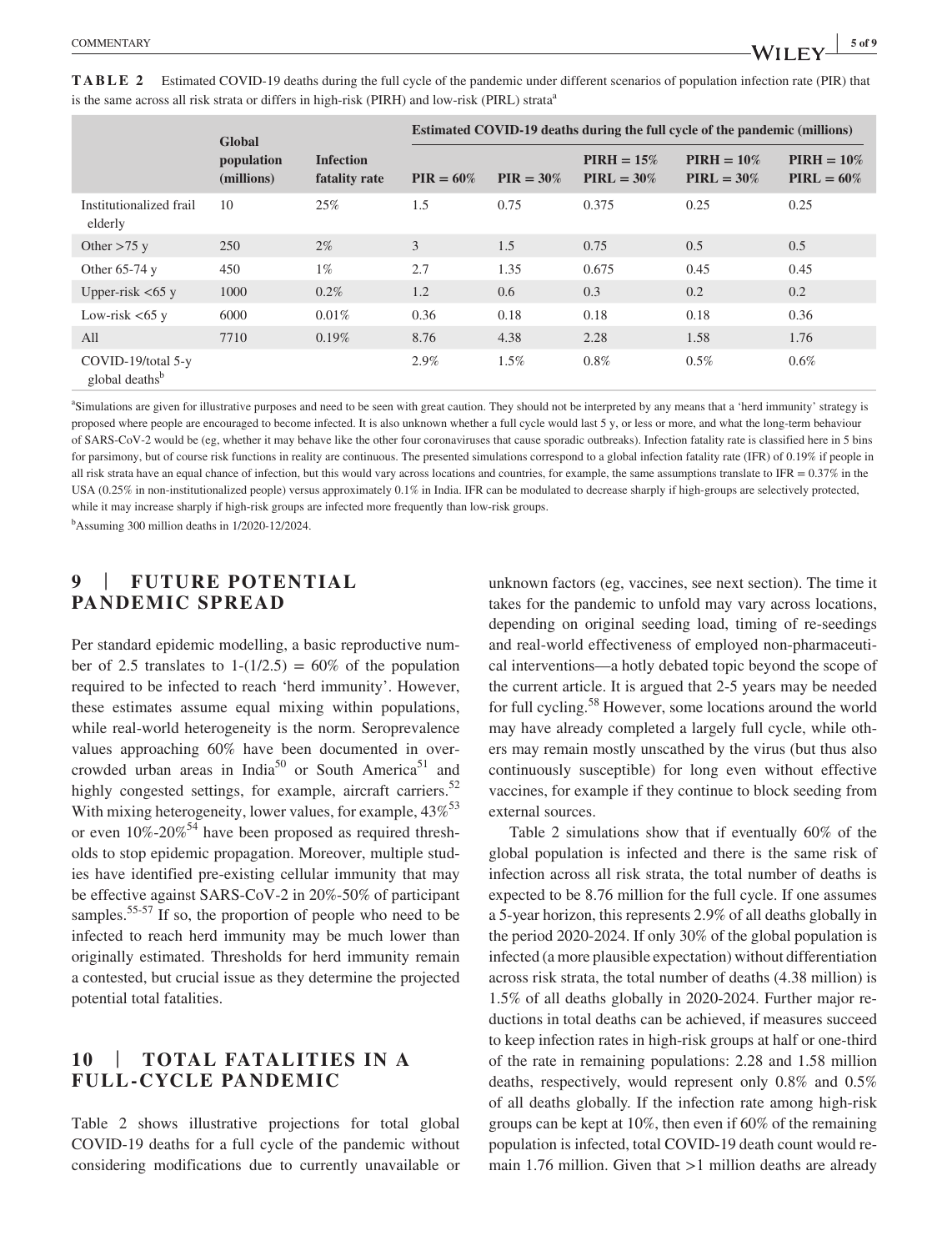**TABLE 2** Estimated COVID-19 deaths during the full cycle of the pandemic under different scenarios of population infection rate (PIR) that is the same across all risk strata or differs in high-risk (PIRH) and low-risk (PIRL) strata[a]

| | Global population (millions) | Infection fatality rate | Estimated COVID-19 deaths during the full cycle of the pandemic (millions) | | | | |
|---|---|---|---|---|---|---|---|
| | | | PIR = 60% | PIR = 30% | PIRH = 15% PIRL = 30% | PIRH = 10% PIRL = 30% | PIRH = 10% PIRL = 60% |
| Institutionalized frail elderly | 10 | 25% | 1.5 | 0.75 | 0.375 | 0.25 | 0.25 |
| Other >75 y | 250 | 2% | 3 | 1.5 | 0.75 | 0.5 | 0.5 |
| Other 65-74 y | 450 | 1% | 2.7 | 1.35 | 0.675 | 0.45 | 0.45 |
| Upper-risk <65 y | 1000 | 0.2% | 1.2 | 0.6 | 0.3 | 0.2 | 0.2 |
| Low-risk <65 y | 6000 | 0.01% | 0.36 | 0.18 | 0.18 | 0.18 | 0.36 |
| All | 7710 | 0.19% | 8.76 | 4.38 | 2.28 | 1.58 | 1.76 |
| COVID-19/total 5-y global deaths[b] | | | 2.9% | 1.5% | 0.8% | 0.5% | 0.6% |

[a]Simulations are given for illustrative purposes and need to be seen with great caution. They should not be interpreted by any means that a 'herd immunity' strategy is proposed where people are encouraged to become infected. It is also unknown whether a full cycle would last 5 y, or less or more, and what the long-term behaviour of SARS-CoV-2 would be (eg, whether it may behave like the other four coronaviruses that cause sporadic outbreaks). Infection fatality rate is classified here in 5 bins for parsimony, but of course risk functions in reality are continuous. The presented simulations correspond to a global infection fatality rate (IFR) of 0.19% if people in all risk strata have an equal chance of infection, but this would vary across locations and countries, for example, the same assumptions translate to IFR = 0.37% in the USA (0.25% in non-institutionalized people) versus approximately 0.1% in India. IFR can be modulated to decrease sharply if high-groups are selectively protected, while it may increase sharply if high-risk groups are infected more frequently than low-risk groups.

[b]Assuming 300 million deaths in 1/2020-12/2024.

## 9 | FUTURE POTENTIAL PANDEMIC SPREAD

Per standard epidemic modelling, a basic reproductive number of 2.5 translates to $1-(1/2.5) = 60\%$ of the population required to be infected to reach 'herd immunity'. However, these estimates assume equal mixing within populations, while real-world heterogeneity is the norm. Seroprevalence values approaching 60% have been documented in overcrowded urban areas in India[50] or South America[51] and highly congested settings, for example, aircraft carriers.[52] With mixing heterogeneity, lower values, for example, 43%[53] or even 10%-20%[54] have been proposed as required thresholds to stop epidemic propagation. Moreover, multiple studies have identified pre-existing cellular immunity that may be effective against SARS-CoV-2 in 20%-50% of participant samples.[55-57] If so, the proportion of people who need to be infected to reach herd immunity may be much lower than originally estimated. Thresholds for herd immunity remain a contested, but crucial issue as they determine the projected potential total fatalities.

## 10 | TOTAL FATALITIES IN A FULL-CYCLE PANDEMIC

Table 2 shows illustrative projections for total global COVID-19 deaths for a full cycle of the pandemic without considering modifications due to currently unavailable or unknown factors (eg, vaccines, see next section). The time it takes for the pandemic to unfold may vary across locations, depending on original seeding load, timing of re-seedings and real-world effectiveness of employed non-pharmaceutical interventions—a hotly debated topic beyond the scope of the current article. It is argued that 2-5 years may be needed for full cycling.[58] However, some locations around the world may have already completed a largely full cycle, while others may remain mostly unscathed by the virus (but thus also continuously susceptible) for long even without effective vaccines, for example if they continue to block seeding from external sources.

Table 2 simulations show that if eventually 60% of the global population is infected and there is the same risk of infection across all risk strata, the total number of deaths is expected to be 8.76 million for the full cycle. If one assumes a 5-year horizon, this represents 2.9% of all deaths globally in the period 2020-2024. If only 30% of the global population is infected (a more plausible expectation) without differentiation across risk strata, the total number of deaths (4.38 million) is 1.5% of all deaths globally in 2020-2024. Further major reductions in total deaths can be achieved, if measures succeed to keep infection rates in high-risk groups at half or one-third of the rate in remaining populations: 2.28 and 1.58 million deaths, respectively, would represent only 0.8% and 0.5% of all deaths globally. If the infection rate among high-risk groups can be kept at 10%, then even if 60% of the remaining population is infected, total COVID-19 death count would remain 1.76 million. Given that >1 million deaths are already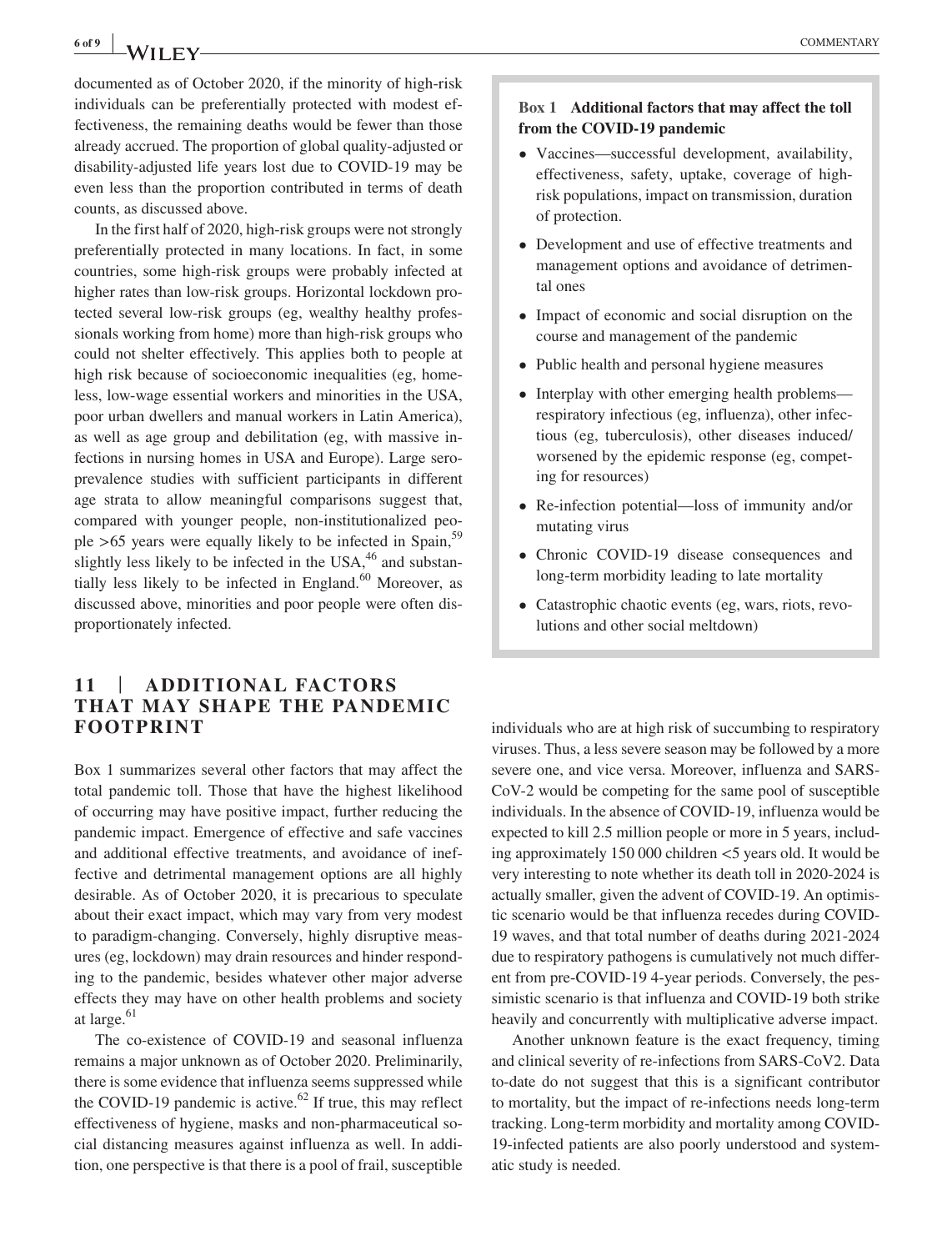documented as of October 2020, if the minority of high-risk individuals can be preferentially protected with modest effectiveness, the remaining deaths would be fewer than those already accrued. The proportion of global quality-adjusted or disability-adjusted life years lost due to COVID-19 may be even less than the proportion contributed in terms of death counts, as discussed above.

In the first half of 2020, high-risk groups were not strongly preferentially protected in many locations. In fact, in some countries, some high-risk groups were probably infected at higher rates than low-risk groups. Horizontal lockdown protected several low-risk groups (eg, wealthy healthy professionals working from home) more than high-risk groups who could not shelter effectively. This applies both to people at high risk because of socioeconomic inequalities (eg, homeless, low-wage essential workers and minorities in the USA, poor urban dwellers and manual workers in Latin America), as well as age group and debilitation (eg, with massive infections in nursing homes in USA and Europe). Large seroprevalence studies with sufficient participants in different age strata to allow meaningful comparisons suggest that, compared with younger people, non-institutionalized people >65 years were equally likely to be infected in Spain,[59] slightly less likely to be infected in the USA,[46] and substantially less likely to be infected in England.[60] Moreover, as discussed above, minorities and poor people were often disproportionately infected.

> **Box 1 Additional factors that may affect the toll from the COVID-19 pandemic**
>
> - Vaccines—successful development, availability, effectiveness, safety, uptake, coverage of high-risk populations, impact on transmission, duration of protection.
> - Development and use of effective treatments and management options and avoidance of detrimental ones
> - Impact of economic and social disruption on the course and management of the pandemic
> - Public health and personal hygiene measures
> - Interplay with other emerging health problems—respiratory infectious (eg, influenza), other infectious (eg, tuberculosis), other diseases induced/worsened by the epidemic response (eg, competing for resources)
> - Re-infection potential—loss of immunity and/or mutating virus
> - Chronic COVID-19 disease consequences and long-term morbidity leading to late mortality
> - Catastrophic chaotic events (eg, wars, riots, revolutions and other social meltdown)

## 11 | ADDITIONAL FACTORS THAT MAY SHAPE THE PANDEMIC FOOTPRINT

Box 1 summarizes several other factors that may affect the total pandemic toll. Those that have the highest likelihood of occurring may have positive impact, further reducing the pandemic impact. Emergence of effective and safe vaccines and additional effective treatments, and avoidance of ineffective and detrimental management options are all highly desirable. As of October 2020, it is precarious to speculate about their exact impact, which may vary from very modest to paradigm-changing. Conversely, highly disruptive measures (eg, lockdown) may drain resources and hinder responding to the pandemic, besides whatever other major adverse effects they may have on other health problems and society at large.[61]

The co-existence of COVID-19 and seasonal influenza remains a major unknown as of October 2020. Preliminarily, there is some evidence that influenza seems suppressed while the COVID-19 pandemic is active.[62] If true, this may reflect effectiveness of hygiene, masks and non-pharmaceutical social distancing measures against influenza as well. In addition, one perspective is that there is a pool of frail, susceptible individuals who are at high risk of succumbing to respiratory viruses. Thus, a less severe season may be followed by a more severe one, and vice versa. Moreover, influenza and SARS-CoV-2 would be competing for the same pool of susceptible individuals. In the absence of COVID-19, influenza would be expected to kill 2.5 million people or more in 5 years, including approximately 150 000 children <5 years old. It would be very interesting to note whether its death toll in 2020-2024 is actually smaller, given the advent of COVID-19. An optimistic scenario would be that influenza recedes during COVID-19 waves, and that total number of deaths during 2021-2024 due to respiratory pathogens is cumulatively not much different from pre-COVID-19 4-year periods. Conversely, the pessimistic scenario is that influenza and COVID-19 both strike heavily and concurrently with multiplicative adverse impact.

Another unknown feature is the exact frequency, timing and clinical severity of re-infections from SARS-CoV2. Data to-date do not suggest that this is a significant contributor to mortality, but the impact of re-infections needs long-term tracking. Long-term morbidity and mortality among COVID-19-infected patients are also poorly understood and systematic study is needed.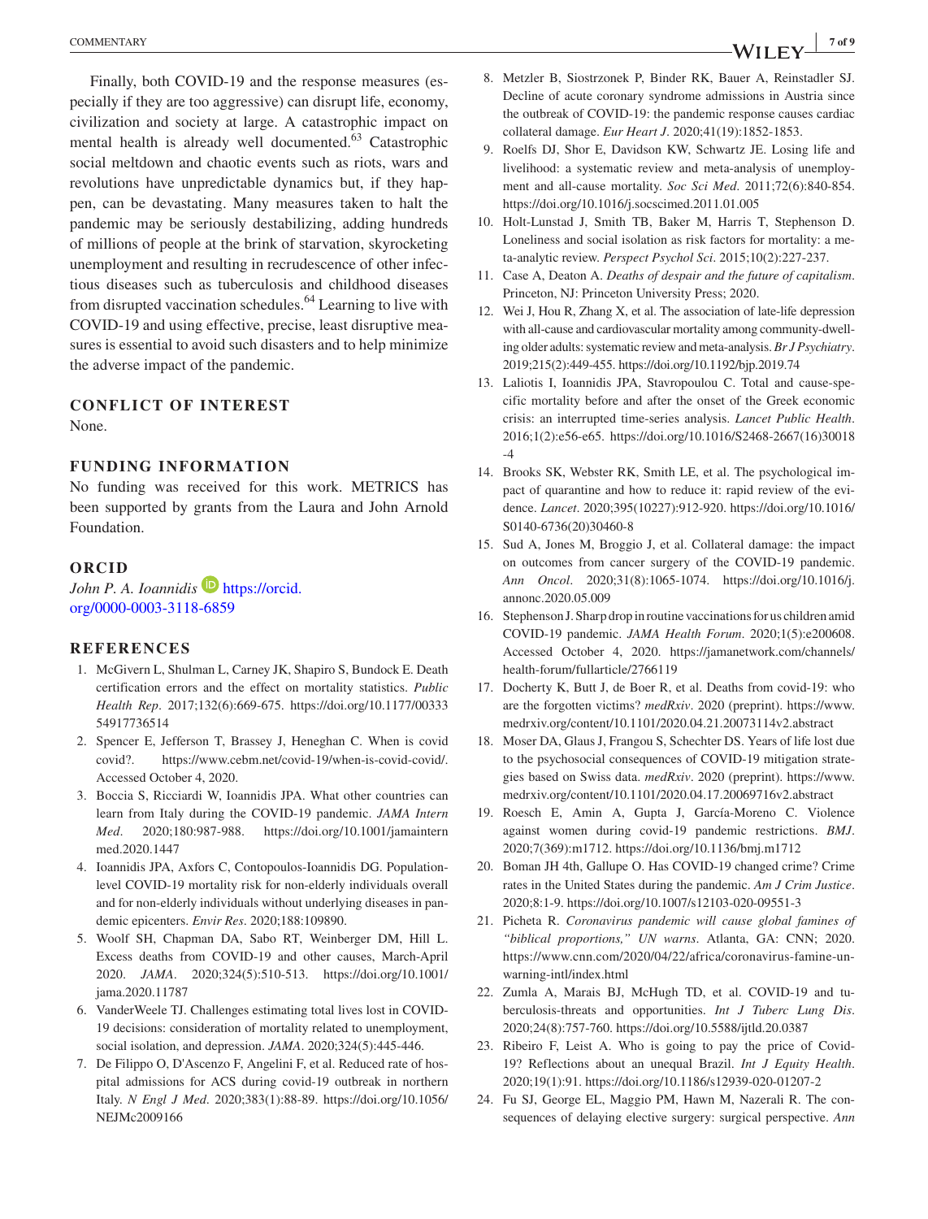Finally, both COVID-19 and the response measures (especially if they are too aggressive) can disrupt life, economy, civilization and society at large. A catastrophic impact on mental health is already well documented.[63] Catastrophic social meltdown and chaotic events such as riots, wars and revolutions have unpredictable dynamics but, if they happen, can be devastating. Many measures taken to halt the pandemic may be seriously destabilizing, adding hundreds of millions of people at the brink of starvation, skyrocketing unemployment and resulting in recrudescence of other infectious diseases such as tuberculosis and childhood diseases from disrupted vaccination schedules.[64] Learning to live with COVID-19 and using effective, precise, least disruptive measures is essential to avoid such disasters and to help minimize the adverse impact of the pandemic.

## CONFLICT OF INTEREST

None.

## FUNDING INFORMATION

No funding was received for this work. METRICS has been supported by grants from the Laura and John Arnold Foundation.

## ORCID

*John P. A. Ioannidis* https://orcid.org/0000-0003-3118-6859

## REFERENCES

1. McGivern L, Shulman L, Carney JK, Shapiro S, Bundock E. Death certification errors and the effect on mortality statistics. *Public Health Rep*. 2017;132(6):669-675. https://doi.org/10.1177/0033354917736514
2. Spencer E, Jefferson T, Brassey J, Heneghan C. When is covid covid?. https://www.cebm.net/covid-19/when-is-covid-covid/. Accessed October 4, 2020.
3. Boccia S, Ricciardi W, Ioannidis JPA. What other countries can learn from Italy during the COVID-19 pandemic. *JAMA Intern Med*. 2020;180:987-988. https://doi.org/10.1001/jamainternmed.2020.1447
4. Ioannidis JPA, Axfors C, Contopoulos-Ioannidis DG. Population-level COVID-19 mortality risk for non-elderly individuals overall and for non-elderly individuals without underlying diseases in pandemic epicenters. *Envir Res*. 2020;188:109890.
5. Woolf SH, Chapman DA, Sabo RT, Weinberger DM, Hill L. Excess deaths from COVID-19 and other causes, March-April 2020. *JAMA*. 2020;324(5):510-513. https://doi.org/10.1001/jama.2020.11787
6. VanderWeele TJ. Challenges estimating total lives lost in COVID-19 decisions: consideration of mortality related to unemployment, social isolation, and depression. *JAMA*. 2020;324(5):445-446.
7. De Filippo O, D'Ascenzo F, Angelini F, et al. Reduced rate of hospital admissions for ACS during covid-19 outbreak in northern Italy. *N Engl J Med*. 2020;383(1):88-89. https://doi.org/10.1056/NEJMc2009166
8. Metzler B, Siostrzonek P, Binder RK, Bauer A, Reinstadler SJ. Decline of acute coronary syndrome admissions in Austria since the outbreak of COVID-19: the pandemic response causes cardiac collateral damage. *Eur Heart J*. 2020;41(19):1852-1853.
9. Roelfs DJ, Shor E, Davidson KW, Schwartz JE. Losing life and livelihood: a systematic review and meta-analysis of unemployment and all-cause mortality. *Soc Sci Med*. 2011;72(6):840-854. https://doi.org/10.1016/j.socscimed.2011.01.005
10. Holt-Lunstad J, Smith TB, Baker M, Harris T, Stephenson D. Loneliness and social isolation as risk factors for mortality: a meta-analytic review. *Perspect Psychol Sci*. 2015;10(2):227-237.
11. Case A, Deaton A. *Deaths of despair and the future of capitalism*. Princeton, NJ: Princeton University Press; 2020.
12. Wei J, Hou R, Zhang X, et al. The association of late-life depression with all-cause and cardiovascular mortality among community-dwelling older adults: systematic review and meta-analysis. *Br J Psychiatry*. 2019;215(2):449-455. https://doi.org/10.1192/bjp.2019.74
13. Laliotis I, Ioannidis JPA, Stavropoulou C. Total and cause-specific mortality before and after the onset of the Greek economic crisis: an interrupted time-series analysis. *Lancet Public Health*. 2016;1(2):e56-e65. https://doi.org/10.1016/S2468-2667(16)30018-4
14. Brooks SK, Webster RK, Smith LE, et al. The psychological impact of quarantine and how to reduce it: rapid review of the evidence. *Lancet*. 2020;395(10227):912-920. https://doi.org/10.1016/S0140-6736(20)30460-8
15. Sud A, Jones M, Broggio J, et al. Collateral damage: the impact on outcomes from cancer surgery of the COVID-19 pandemic. *Ann Oncol*. 2020;31(8):1065-1074. https://doi.org/10.1016/j.annonc.2020.05.009
16. Stephenson J. Sharp drop in routine vaccinations for us children amid COVID-19 pandemic. *JAMA Health Forum*. 2020;1(5):e200608. Accessed October 4, 2020. https://jamanetwork.com/channels/health-forum/fullarticle/2766119
17. Docherty K, Butt J, de Boer R, et al. Deaths from covid-19: who are the forgotten victims? *medRxiv*. 2020 (preprint). https://www.medrxiv.org/content/10.1101/2020.04.21.20073114v2.abstract
18. Moser DA, Glaus J, Frangou S, Schechter DS. Years of life lost due to the psychosocial consequences of COVID-19 mitigation strategies based on Swiss data. *medRxiv*. 2020 (preprint). https://www.medrxiv.org/content/10.1101/2020.04.17.20069716v2.abstract
19. Roesch E, Amin A, Gupta J, García-Moreno C. Violence against women during covid-19 pandemic restrictions. *BMJ*. 2020;7(369):m1712. https://doi.org/10.1136/bmj.m1712
20. Boman JH 4th, Gallupe O. Has COVID-19 changed crime? Crime rates in the United States during the pandemic. *Am J Crim Justice*. 2020;8:1-9. https://doi.org/10.1007/s12103-020-09551-3
21. Picheta R. *Coronavirus pandemic will cause global famines of "biblical proportions," UN warns*. Atlanta, GA: CNN; 2020. https://www.cnn.com/2020/04/22/africa/coronavirus-famine-un-warning-intl/index.html
22. Zumla A, Marais BJ, McHugh TD, et al. COVID-19 and tuberculosis-threats and opportunities. *Int J Tuberc Lung Dis*. 2020;24(8):757-760. https://doi.org/10.5588/ijtld.20.0387
23. Ribeiro F, Leist A. Who is going to pay the price of Covid-19? Reflections about an unequal Brazil. *Int J Equity Health*. 2020;19(1):91. https://doi.org/10.1186/s12939-020-01207-2
24. Fu SJ, George EL, Maggio PM, Hawn M, Nazerali R. The consequences of delaying elective surgery: surgical perspective. *Ann*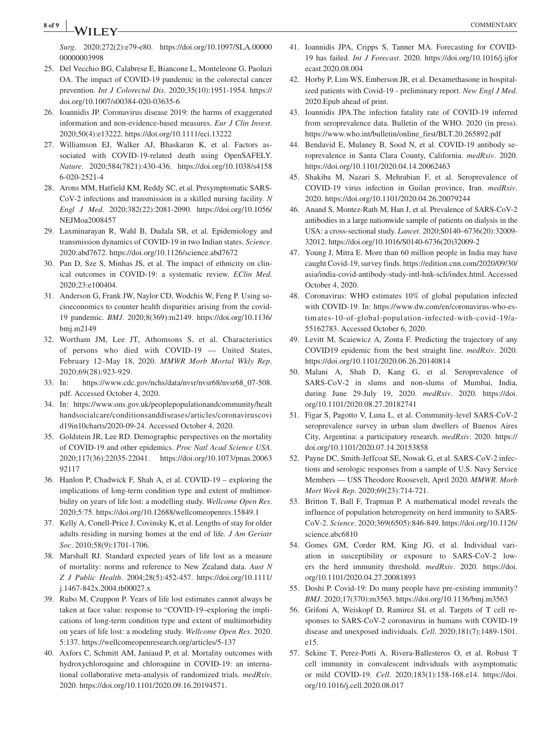*Surg*. 2020;272(2):e79-e80. https://doi.org/10.1097/SLA.0000000000003998

25. Del Vecchio BG, Calabrese E, Biancone L, Monteleone G, Paoluzi OA. The impact of COVID-19 pandemic in the colorectal cancer prevention. *Int J Colorectal Dis*. 2020;35(10):1951-1954. https://doi.org/10.1007/s00384-020-03635-6
26. Ioannidis JP. Coronavirus disease 2019: the harms of exaggerated information and non-evidence-based measures. *Eur J Clin Invest*. 2020;50(4):e13222. https://doi.org/10.1111/eci.13222
27. Williamson EJ, Walker AJ, Bhaskaran K, et al. Factors associated with COVID-19-related death using OpenSAFELY. *Nature*. 2020;584(7821):430-436. https://doi.org/10.1038/s41586-020-2521-4
28. Arons MM, Hatfield KM, Reddy SC, et al. Presymptomatic SARS-CoV-2 infections and transmission in a skilled nursing facility. *N Engl J Med*. 2020;382(22):2081-2090. https://doi.org/10.1056/NEJMoa2008457
29. Laxminarayan R, Wahl B, Dudala SR, et al. Epidemiology and transmission dynamics of COVID-19 in two Indian states. *Science*. 2020:abd7672. https://doi.org/10.1126/science.abd7672
30. Pan D, Sze S, Minhas JS, et al. The impact of ethnicity on clinical outcomes in COVID-19: a systematic review. *EClin Med*. 2020;23:e100404.
31. Anderson G, Frank JW, Naylor CD, Wodchis W, Feng P. Using socioeconomics to counter health disparities arising from the covid-19 pandemic. *BMJ*. 2020;8(369):m2149. https://doi.org/10.1136/bmj.m2149
32. Wortham JM, Lee JT, Athomsons S, et al. Characteristics of persons who died with COVID-19 — United States, February 12–May 18, 2020. *MMWR Morb Mortal Wkly Rep*. 2020;69(28):923-929.
33. In: https://www.cdc.gov/nchs/data/nvsr/nvsr68/nvsr68_07-508.pdf. Accessed October 4, 2020.
34. In: https://www.ons.gov.uk/peoplepopulationandcommunity/healthandsocialcare/conditionsanddiseases/articles/coronaviruscovid19in10charts/2020-09-24. Accessed October 4, 2020.
35. Goldstein JR, Lee RD. Demographic perspectives on the mortality of COVID-19 and other epidemics. *Proc Natl Acad Science USA*. 2020;117(36):22035-22041. https://doi.org/10.1073/pnas.2006392117
36. Hanlon P, Chadwick F, Shah A, et al. COVID-19 – exploring the implications of long-term condition type and extent of multimorbidity on years of life lost: a modelling study. *Wellcome Open Res*. 2020;5:75. https://doi.org/10.12688/wellcomeopenres.15849.1
37. Kelly A, Conell-Price J, Covinsky K, et al. Lengths of stay for older adults residing in nursing homes at the end of life. *J Am Geriatr Soc*. 2010;58(9):1701-1706.
38. Marshall RJ. Standard expected years of life lost as a measure of mortality: norms and reference to New Zealand data. *Aust N Z J Public Health*. 2004;28(5):452-457. https://doi.org/10.1111/j.1467-842x.2004.tb00027.x
39. Rubo M, Czuppon P. Years of life lost estimates cannot always be taken at face value: response to "COVID-19–exploring the implications of long-term condition type and extent of multimorbidity on years of life lost: a modeling study. *Wellcome Open Res*. 2020. 5:137. https://wellcomeopenresearch.org/articles/5-137
40. Axfors C, Schmitt AM, Janiaud P, et al. Mortality outcomes with hydroxychloroquine and chloroquine in COVID-19: an international collaborative meta-analysis of randomized trials. *medRxiv*. 2020. https://doi.org/10.1101/2020.09.16.20194571.
41. Ioannidis JPA, Cripps S, Tanner MA. Forecasting for COVID-19 has failed. *Int J Forecast*. 2020. https://doi.org/10.1016/j.ijforecast.2020.08.004
42. Horby P, Lim WS, Emberson JR, et al. Dexamethasone in hospitalized patients with Covid-19 - preliminary report. *New Engl J Med*. 2020.Epub ahead of print.
43. Ioannidis JPA.The infection fatality rate of COVID-19 inferred from seroprevalence data. Bulletin of the WHO. 2020 (in press). https://www.who.int/bulletin/online_first/BLT.20.265892.pdf
44. Bendavid E, Mulaney B, Sood N, et al. COVID-19 antibody seroprevalence in Santa Clara County, California. *medRxiv*. 2020. https://doi.org/10.1101/2020.04.14.20062463
45. Shakiba M, Nazari S, Mehrabian F, et al. Seroprevalence of COVID-19 virus infection in Guilan province, Iran. *medRxiv*. 2020. https://doi.org/10.1101/2020.04.26.20079244
46. Anand S, Montez-Rath M, Han J, et al. Prevalence of SARS-CoV-2 antibodies in a large nationwide sample of patients on dialysis in the USA: a cross-sectional study. *Lancet*. 2020;S0140–6736(20):32009-32012. https://doi.org/10.1016/S0140-6736(20)32009-2
47. Young J, Mitra E. More than 60 million people in India may have caught Covid-19, survey finds. https://edition.cnn.com/2020/09/30/asia/india-covid-antibody-study-intl-hnk-scli/index.html. Accessed October 4, 2020.
48. Coronavirus: WHO estimates 10% of global population infected with COVID-19. In: https://www.dw.com/en/coronavirus-who-estimates-10-of-global-population-infected-with-covid-19/a-55162783. Accessed October 6, 2020.
49. Levitt M, Scaiewicz A, Zonta F. Predicting the trajectory of any COVID19 epidemic from the best straight line. *medRxiv*. 2020. https://doi.org/10.1101/2020.06.26.20140814
50. Malani A, Shah D, Kang G, et al. Seroprevalence of SARS-CoV-2 in slums and non-slums of Mumbai, India, during June 29-July 19, 2020. *medRxiv*. 2020. https://doi.org/10.1101/2020.08.27.20182741
51. Figar S, Pagotto V, Luna L, et al. Community-level SARS-CoV-2 seroprevalence survey in urban slum dwellers of Buenos Aires City, Argentina: a participatory research. *medRxiv*. 2020. https://doi.org/10.1101/2020.07.14.20153858
52. Payne DC, Smith-Jeffcoat SE, Nowak G, et al. SARS-CoV-2 infections and serologic responses from a sample of U.S. Navy Service Members — USS Theodore Roosevelt, April 2020. *MMWR. Morb Mort Week Rep*. 2020;69(23):714-721.
53. Britton T, Ball F, Trapman P. A mathematical model reveals the influence of population heterogeneity on herd immunity to SARS-CoV-2. *Science*. 2020;369(6505):846-849. https://doi.org/10.1126/science.abc6810
54. Gomes GM, Corder RM, King JG, et al. Individual variation in susceptibility or exposure to SARS-CoV-2 lowers the herd immunity threshold. *medRxiv*. 2020. https://doi.org/10.1101/2020.04.27.20081893
55. Doshi P. Covid-19: Do many people have pre-existing immunity? *BMJ*. 2020;17(370):m3563. https://doi.org/10.1136/bmj.m3563
56. Grifoni A, Weiskopf D, Ramirez SI, et al. Targets of T cell responses to SARS-CoV-2 coronavirus in humans with COVID-19 disease and unexposed individuals. *Cell*. 2020;181(7):1489-1501.e15.
57. Sekine T, Perez-Potti A, Rivera-Ballesteros O, et al. Robust T cell immunity in convalescent individuals with asymptomatic or mild COVID-19. *Cell*. 2020;183(1):158-168.e14. https://doi.org/10.1016/j.cell.2020.08.017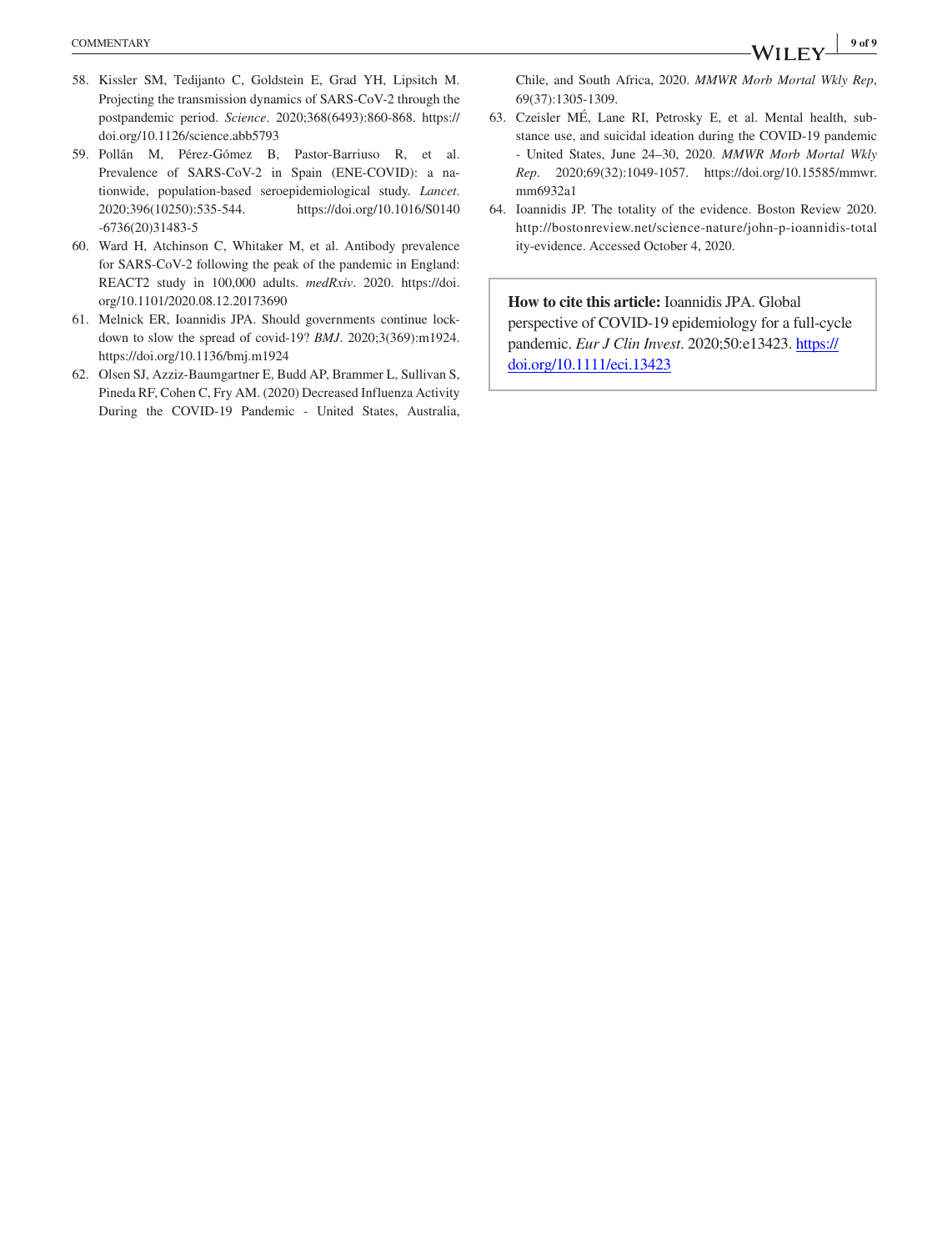58. Kissler SM, Tedijanto C, Goldstein E, Grad YH, Lipsitch M. Projecting the transmission dynamics of SARS-CoV-2 through the postpandemic period. *Science*. 2020;368(6493):860-868. https://doi.org/10.1126/science.abb5793
59. Pollán M, Pérez-Gómez B, Pastor-Barriuso R, et al. Prevalence of SARS-CoV-2 in Spain (ENE-COVID): a nationwide, population-based seroepidemiological study. *Lancet*. 2020;396(10250):535-544. https://doi.org/10.1016/S0140-6736(20)31483-5
60. Ward H, Atchinson C, Whitaker M, et al. Antibody prevalence for SARS-CoV-2 following the peak of the pandemic in England: REACT2 study in 100,000 adults. *medRxiv*. 2020. https://doi.org/10.1101/2020.08.12.20173690
61. Melnick ER, Ioannidis JPA. Should governments continue lockdown to slow the spread of covid-19? *BMJ*. 2020;3(369):m1924. https://doi.org/10.1136/bmj.m1924
62. Olsen SJ, Azziz-Baumgartner E, Budd AP, Brammer L, Sullivan S, Pineda RF, Cohen C, Fry AM. (2020) Decreased Influenza Activity During the COVID-19 Pandemic - United States, Australia, Chile, and South Africa, 2020. *MMWR Morb Mortal Wkly Rep*, 69(37):1305-1309.
63. Czeisler MÉ, Lane RI, Petrosky E, et al. Mental health, substance use, and suicidal ideation during the COVID-19 pandemic - United States, June 24–30, 2020. *MMWR Morb Mortal Wkly Rep*. 2020;69(32):1049-1057. https://doi.org/10.15585/mmwr.mm6932a1
64. Ioannidis JP. The totality of the evidence. Boston Review 2020. http://bostonreview.net/science-nature/john-p-ioannidis-totality-evidence. Accessed October 4, 2020.

**How to cite this article:** Ioannidis JPA. Global perspective of COVID-19 epidemiology for a full-cycle pandemic. *Eur J Clin Invest*. 2020;50:e13423. https://doi.org/10.1111/eci.13423